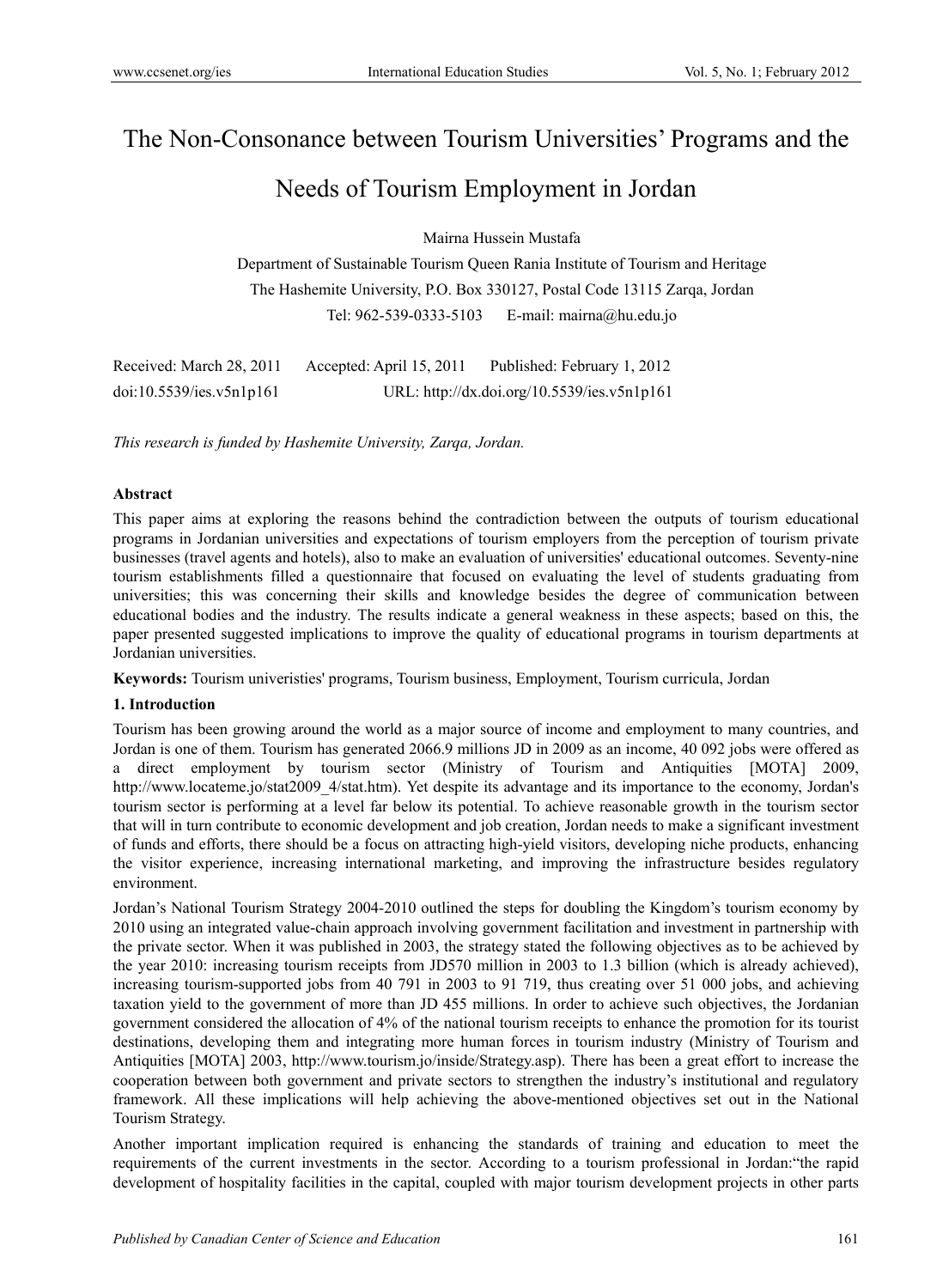# The Non-Consonance between Tourism Universities' Programs and the Needs of Tourism Employment in Jordan

Mairna Hussein Mustafa

Department of Sustainable Tourism Queen Rania Institute of Tourism and Heritage

The Hashemite University, P.O. Box 330127, Postal Code 13115 Zarqa, Jordan

Tel: 962-539-0333-5103 E-mail: mairna@hu.edu.jo

Received: March 28, 2011 Accepted: April 15, 2011 Published: February 1, 2012

doi:10.5539/ies.v5n1p161 URL: http://dx.doi.org/10.5539/ies.v5n1p161

*This research is funded by Hashemite University, Zarqa, Jordan.*

**Abstract**

This paper aims at exploring the reasons behind the contradiction between the outputs of tourism educational programs in Jordanian universities and expectations of tourism employers from the perception of tourism private businesses (travel agents and hotels), also to make an evaluation of universities' educational outcomes. Seventy-nine tourism establishments filled a questionnaire that focused on evaluating the level of students graduating from universities; this was concerning their skills and knowledge besides the degree of communication between educational bodies and the industry. The results indicate a general weakness in these aspects; based on this, the paper presented suggested implications to improve the quality of educational programs in tourism departments at Jordanian universities.

**Keywords:** Tourism univeristies' programs, Tourism business, Employment, Tourism curricula, Jordan

## 1. Introduction

Tourism has been growing around the world as a major source of income and employment to many countries, and Jordan is one of them. Tourism has generated 2066.9 millions JD in 2009 as an income, 40 092 jobs were offered as a direct employment by tourism sector (Ministry of Tourism and Antiquities [MOTA] 2009, http://www.locateme.jo/stat2009_4/stat.htm). Yet despite its advantage and its importance to the economy, Jordan's tourism sector is performing at a level far below its potential. To achieve reasonable growth in the tourism sector that will in turn contribute to economic development and job creation, Jordan needs to make a significant investment of funds and efforts, there should be a focus on attracting high-yield visitors, developing niche products, enhancing the visitor experience, increasing international marketing, and improving the infrastructure besides regulatory environment.

Jordan's National Tourism Strategy 2004-2010 outlined the steps for doubling the Kingdom's tourism economy by 2010 using an integrated value-chain approach involving government facilitation and investment in partnership with the private sector. When it was published in 2003, the strategy stated the following objectives as to be achieved by the year 2010: increasing tourism receipts from JD570 million in 2003 to 1.3 billion (which is already achieved), increasing tourism-supported jobs from 40 791 in 2003 to 91 719, thus creating over 51 000 jobs, and achieving taxation yield to the government of more than JD 455 millions. In order to achieve such objectives, the Jordanian government considered the allocation of 4% of the national tourism receipts to enhance the promotion for its tourist destinations, developing them and integrating more human forces in tourism industry (Ministry of Tourism and Antiquities [MOTA] 2003, http://www.tourism.jo/inside/Strategy.asp). There has been a great effort to increase the cooperation between both government and private sectors to strengthen the industry's institutional and regulatory framework. All these implications will help achieving the above-mentioned objectives set out in the National Tourism Strategy.

Another important implication required is enhancing the standards of training and education to meet the requirements of the current investments in the sector. According to a tourism professional in Jordan:"the rapid development of hospitality facilities in the capital, coupled with major tourism development projects in other parts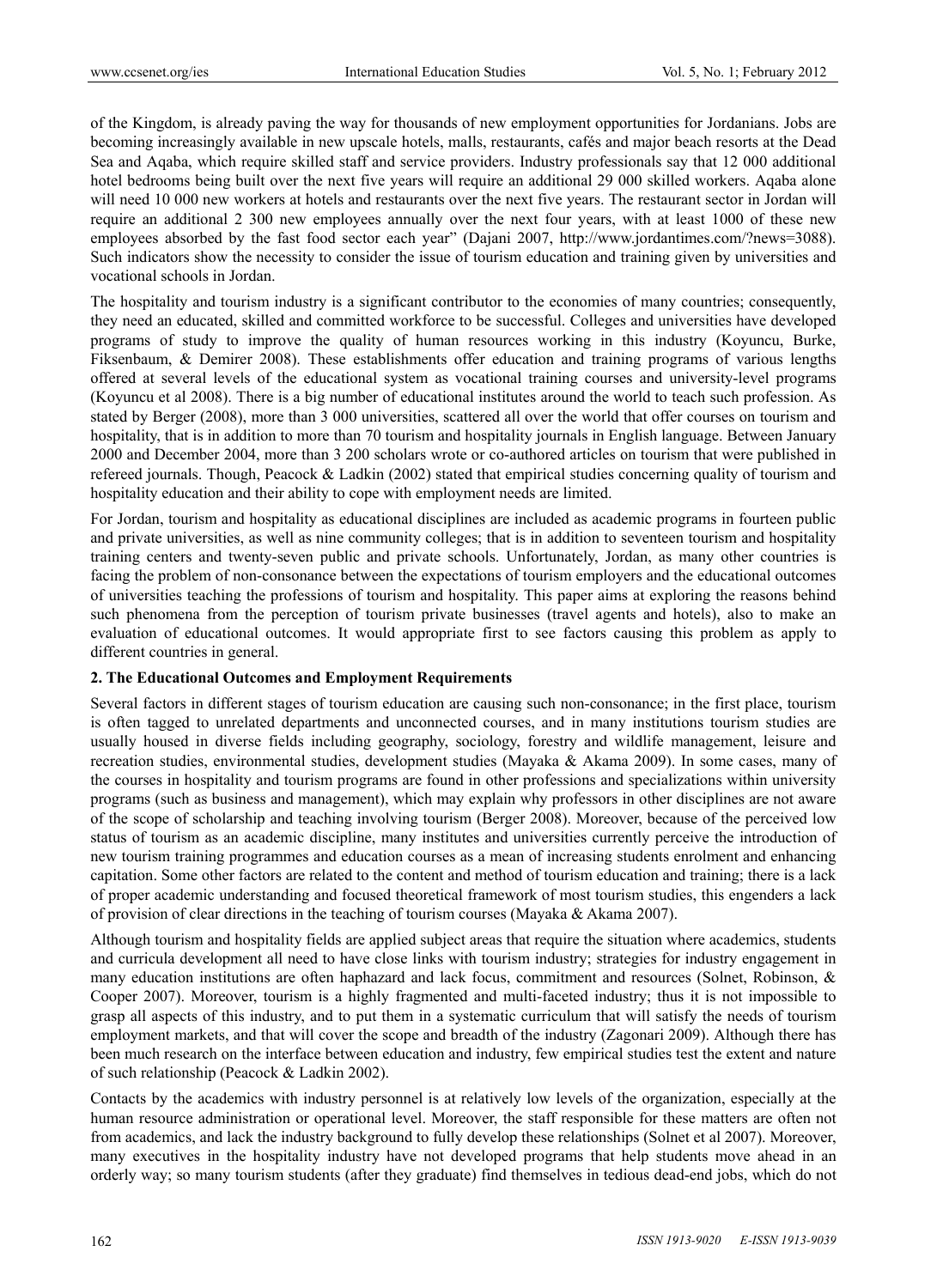of the Kingdom, is already paving the way for thousands of new employment opportunities for Jordanians. Jobs are becoming increasingly available in new upscale hotels, malls, restaurants, cafés and major beach resorts at the Dead Sea and Aqaba, which require skilled staff and service providers. Industry professionals say that 12 000 additional hotel bedrooms being built over the next five years will require an additional 29 000 skilled workers. Aqaba alone will need 10 000 new workers at hotels and restaurants over the next five years. The restaurant sector in Jordan will require an additional 2 300 new employees annually over the next four years, with at least 1000 of these new employees absorbed by the fast food sector each year" (Dajani 2007, http://www.jordantimes.com/?news=3088). Such indicators show the necessity to consider the issue of tourism education and training given by universities and vocational schools in Jordan.

The hospitality and tourism industry is a significant contributor to the economies of many countries; consequently, they need an educated, skilled and committed workforce to be successful. Colleges and universities have developed programs of study to improve the quality of human resources working in this industry (Koyuncu, Burke, Fiksenbaum, & Demirer 2008). These establishments offer education and training programs of various lengths offered at several levels of the educational system as vocational training courses and university-level programs (Koyuncu et al 2008). There is a big number of educational institutes around the world to teach such profession. As stated by Berger (2008), more than 3 000 universities, scattered all over the world that offer courses on tourism and hospitality, that is in addition to more than 70 tourism and hospitality journals in English language. Between January 2000 and December 2004, more than 3 200 scholars wrote or co-authored articles on tourism that were published in refereed journals. Though, Peacock & Ladkin (2002) stated that empirical studies concerning quality of tourism and hospitality education and their ability to cope with employment needs are limited.

For Jordan, tourism and hospitality as educational disciplines are included as academic programs in fourteen public and private universities, as well as nine community colleges; that is in addition to seventeen tourism and hospitality training centers and twenty-seven public and private schools. Unfortunately, Jordan, as many other countries is facing the problem of non-consonance between the expectations of tourism employers and the educational outcomes of universities teaching the professions of tourism and hospitality. This paper aims at exploring the reasons behind such phenomena from the perception of tourism private businesses (travel agents and hotels), also to make an evaluation of educational outcomes. It would appropriate first to see factors causing this problem as apply to different countries in general.

## 2. The Educational Outcomes and Employment Requirements

Several factors in different stages of tourism education are causing such non-consonance; in the first place, tourism is often tagged to unrelated departments and unconnected courses, and in many institutions tourism studies are usually housed in diverse fields including geography, sociology, forestry and wildlife management, leisure and recreation studies, environmental studies, development studies (Mayaka & Akama 2009). In some cases, many of the courses in hospitality and tourism programs are found in other professions and specializations within university programs (such as business and management), which may explain why professors in other disciplines are not aware of the scope of scholarship and teaching involving tourism (Berger 2008). Moreover, because of the perceived low status of tourism as an academic discipline, many institutes and universities currently perceive the introduction of new tourism training programmes and education courses as a mean of increasing students enrolment and enhancing capitation. Some other factors are related to the content and method of tourism education and training; there is a lack of proper academic understanding and focused theoretical framework of most tourism studies, this engenders a lack of provision of clear directions in the teaching of tourism courses (Mayaka & Akama 2007).

Although tourism and hospitality fields are applied subject areas that require the situation where academics, students and curricula development all need to have close links with tourism industry; strategies for industry engagement in many education institutions are often haphazard and lack focus, commitment and resources (Solnet, Robinson, & Cooper 2007). Moreover, tourism is a highly fragmented and multi-faceted industry; thus it is not impossible to grasp all aspects of this industry, and to put them in a systematic curriculum that will satisfy the needs of tourism employment markets, and that will cover the scope and breadth of the industry (Zagonari 2009). Although there has been much research on the interface between education and industry, few empirical studies test the extent and nature of such relationship (Peacock & Ladkin 2002).

Contacts by the academics with industry personnel is at relatively low levels of the organization, especially at the human resource administration or operational level. Moreover, the staff responsible for these matters are often not from academics, and lack the industry background to fully develop these relationships (Solnet et al 2007). Moreover, many executives in the hospitality industry have not developed programs that help students move ahead in an orderly way; so many tourism students (after they graduate) find themselves in tedious dead-end jobs, which do not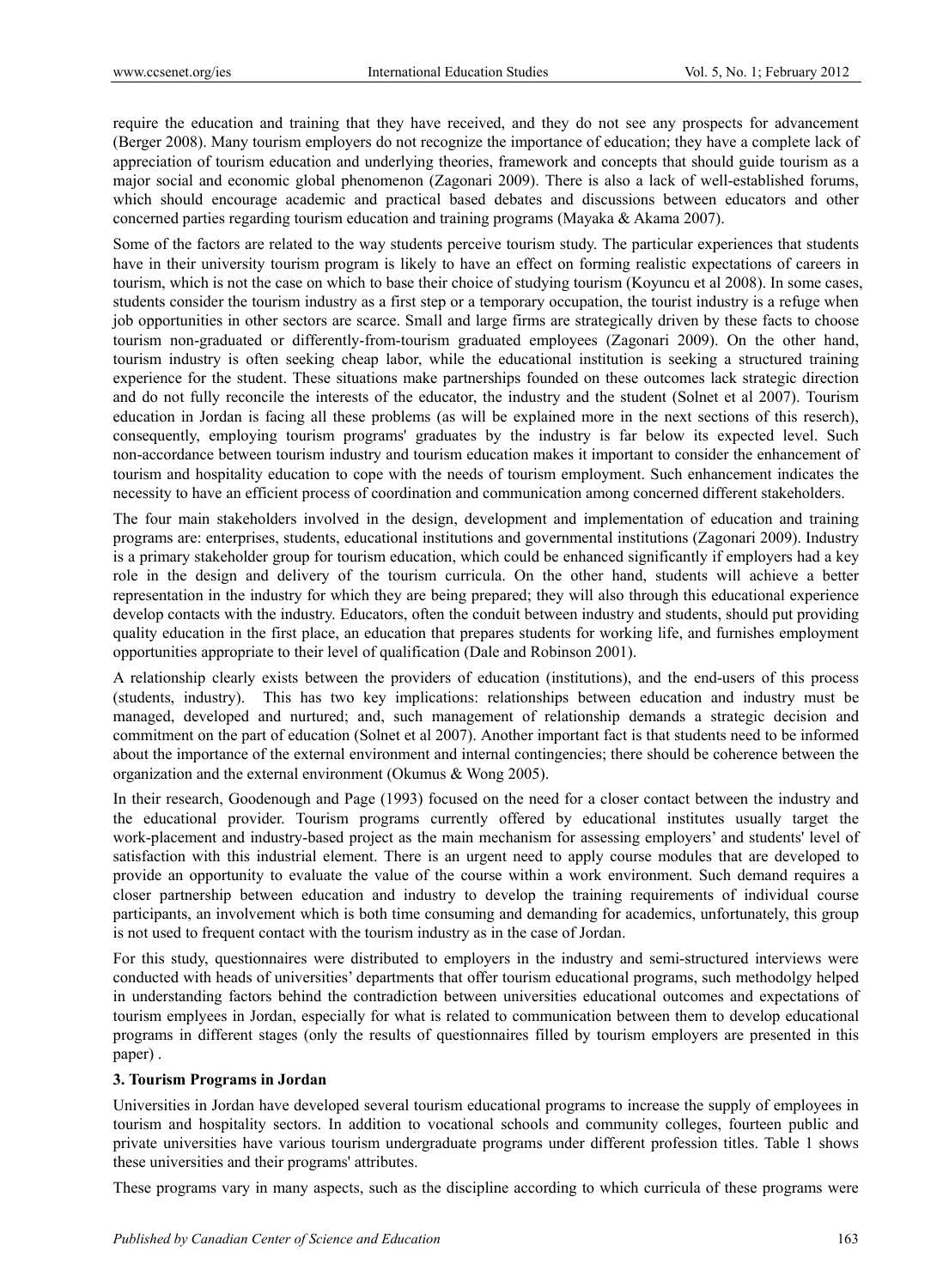require the education and training that they have received, and they do not see any prospects for advancement (Berger 2008). Many tourism employers do not recognize the importance of education; they have a complete lack of appreciation of tourism education and underlying theories, framework and concepts that should guide tourism as a major social and economic global phenomenon (Zagonari 2009). There is also a lack of well-established forums, which should encourage academic and practical based debates and discussions between educators and other concerned parties regarding tourism education and training programs (Mayaka & Akama 2007).

Some of the factors are related to the way students perceive tourism study. The particular experiences that students have in their university tourism program is likely to have an effect on forming realistic expectations of careers in tourism, which is not the case on which to base their choice of studying tourism (Koyuncu et al 2008). In some cases, students consider the tourism industry as a first step or a temporary occupation, the tourist industry is a refuge when job opportunities in other sectors are scarce. Small and large firms are strategically driven by these facts to choose tourism non-graduated or differently-from-tourism graduated employees (Zagonari 2009). On the other hand, tourism industry is often seeking cheap labor, while the educational institution is seeking a structured training experience for the student. These situations make partnerships founded on these outcomes lack strategic direction and do not fully reconcile the interests of the educator, the industry and the student (Solnet et al 2007). Tourism education in Jordan is facing all these problems (as will be explained more in the next sections of this reserch), consequently, employing tourism programs' graduates by the industry is far below its expected level. Such non-accordance between tourism industry and tourism education makes it important to consider the enhancement of tourism and hospitality education to cope with the needs of tourism employment. Such enhancement indicates the necessity to have an efficient process of coordination and communication among concerned different stakeholders.

The four main stakeholders involved in the design, development and implementation of education and training programs are: enterprises, students, educational institutions and governmental institutions (Zagonari 2009). Industry is a primary stakeholder group for tourism education, which could be enhanced significantly if employers had a key role in the design and delivery of the tourism curricula. On the other hand, students will achieve a better representation in the industry for which they are being prepared; they will also through this educational experience develop contacts with the industry. Educators, often the conduit between industry and students, should put providing quality education in the first place, an education that prepares students for working life, and furnishes employment opportunities appropriate to their level of qualification (Dale and Robinson 2001).

A relationship clearly exists between the providers of education (institutions), and the end-users of this process (students, industry). This has two key implications: relationships between education and industry must be managed, developed and nurtured; and, such management of relationship demands a strategic decision and commitment on the part of education (Solnet et al 2007). Another important fact is that students need to be informed about the importance of the external environment and internal contingencies; there should be coherence between the organization and the external environment (Okumus & Wong 2005).

In their research, Goodenough and Page (1993) focused on the need for a closer contact between the industry and the educational provider. Tourism programs currently offered by educational institutes usually target the work-placement and industry-based project as the main mechanism for assessing employers' and students' level of satisfaction with this industrial element. There is an urgent need to apply course modules that are developed to provide an opportunity to evaluate the value of the course within a work environment. Such demand requires a closer partnership between education and industry to develop the training requirements of individual course participants, an involvement which is both time consuming and demanding for academics, unfortunately, this group is not used to frequent contact with the tourism industry as in the case of Jordan.

For this study, questionnaires were distributed to employers in the industry and semi-structured interviews were conducted with heads of universities' departments that offer tourism educational programs, such methodolgy helped in understanding factors behind the contradiction between universities educational outcomes and expectations of tourism emplyees in Jordan, especially for what is related to communication between them to develop educational programs in different stages (only the results of questionnaires filled by tourism employers are presented in this paper) .

## 3. Tourism Programs in Jordan

Universities in Jordan have developed several tourism educational programs to increase the supply of employees in tourism and hospitality sectors. In addition to vocational schools and community colleges, fourteen public and private universities have various tourism undergraduate programs under different profession titles. Table 1 shows these universities and their programs' attributes.

These programs vary in many aspects, such as the discipline according to which curricula of these programs were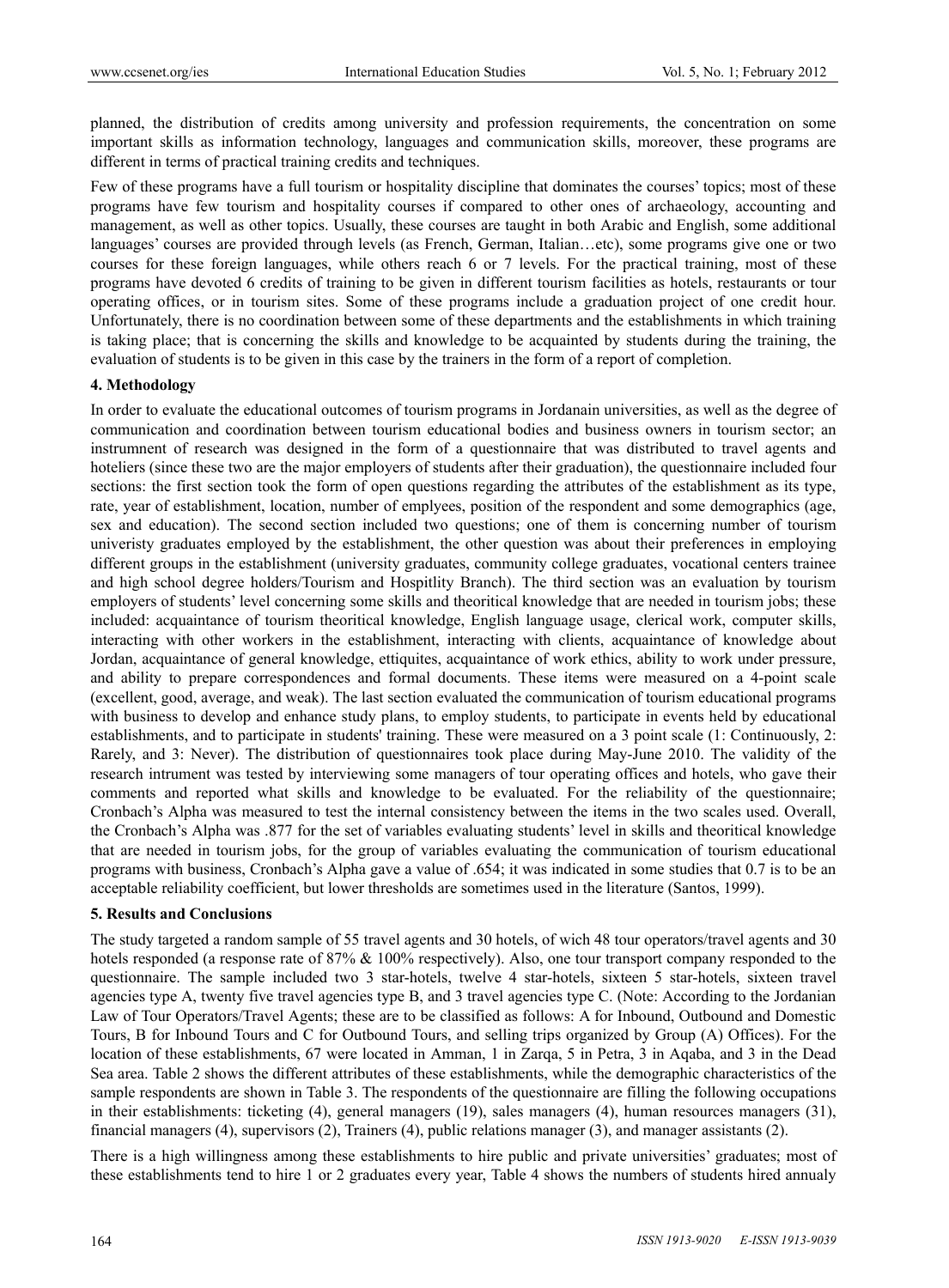planned, the distribution of credits among university and profession requirements, the concentration on some important skills as information technology, languages and communication skills, moreover, these programs are different in terms of practical training credits and techniques.

Few of these programs have a full tourism or hospitality discipline that dominates the courses' topics; most of these programs have few tourism and hospitality courses if compared to other ones of archaeology, accounting and management, as well as other topics. Usually, these courses are taught in both Arabic and English, some additional languages' courses are provided through levels (as French, German, Italian…etc), some programs give one or two courses for these foreign languages, while others reach 6 or 7 levels. For the practical training, most of these programs have devoted 6 credits of training to be given in different tourism facilities as hotels, restaurants or tour operating offices, or in tourism sites. Some of these programs include a graduation project of one credit hour. Unfortunately, there is no coordination between some of these departments and the establishments in which training is taking place; that is concerning the skills and knowledge to be acquainted by students during the training, the evaluation of students is to be given in this case by the trainers in the form of a report of completion.

## 4. Methodology

In order to evaluate the educational outcomes of tourism programs in Jordanain universities, as well as the degree of communication and coordination between tourism educational bodies and business owners in tourism sector; an instrumnent of research was designed in the form of a questionnaire that was distributed to travel agents and hoteliers (since these two are the major employers of students after their graduation), the questionnaire included four sections: the first section took the form of open questions regarding the attributes of the establishment as its type, rate, year of establishment, location, number of emplyees, position of the respondent and some demographics (age, sex and education). The second section included two questions; one of them is concerning number of tourism univeristy graduates employed by the establishment, the other question was about their preferences in employing different groups in the establishment (university graduates, community college graduates, vocational centers trainee and high school degree holders/Tourism and Hospitlity Branch). The third section was an evaluation by tourism employers of students' level concerning some skills and theoritical knowledge that are needed in tourism jobs; these included: acquaintance of tourism theoritical knowledge, English language usage, clerical work, computer skills, interacting with other workers in the establishment, interacting with clients, acquaintance of knowledge about Jordan, acquaintance of general knowledge, ettiquites, acquaintance of work ethics, ability to work under pressure, and ability to prepare correspondences and formal documents. These items were measured on a 4-point scale (excellent, good, average, and weak). The last section evaluated the communication of tourism educational programs with business to develop and enhance study plans, to employ students, to participate in events held by educational establishments, and to participate in students' training. These were measured on a 3 point scale (1: Continuously, 2: Rarely, and 3: Never). The distribution of questionnaires took place during May-June 2010. The validity of the research intrument was tested by interviewing some managers of tour operating offices and hotels, who gave their comments and reported what skills and knowledge to be evaluated. For the reliability of the questionnaire; Cronbach's Alpha was measured to test the internal consistency between the items in the two scales used. Overall, the Cronbach's Alpha was .877 for the set of variables evaluating students' level in skills and theoritical knowledge that are needed in tourism jobs, for the group of variables evaluating the communication of tourism educational programs with business, Cronbach's Alpha gave a value of .654; it was indicated in some studies that 0.7 is to be an acceptable reliability coefficient, but lower thresholds are sometimes used in the literature (Santos, 1999).

## 5. Results and Conclusions

The study targeted a random sample of 55 travel agents and 30 hotels, of wich 48 tour operators/travel agents and 30 hotels responded (a response rate of 87% & 100% respectively). Also, one tour transport company responded to the questionnaire. The sample included two 3 star-hotels, twelve 4 star-hotels, sixteen 5 star-hotels, sixteen travel agencies type A, twenty five travel agencies type B, and 3 travel agencies type C. (Note: According to the Jordanian Law of Tour Operators/Travel Agents; these are to be classified as follows: A for Inbound, Outbound and Domestic Tours, B for Inbound Tours and C for Outbound Tours, and selling trips organized by Group (A) Offices). For the location of these establishments, 67 were located in Amman, 1 in Zarqa, 5 in Petra, 3 in Aqaba, and 3 in the Dead Sea area. Table 2 shows the different attributes of these establishments, while the demographic characteristics of the sample respondents are shown in Table 3. The respondents of the questionnaire are filling the following occupations in their establishments: ticketing (4), general managers (19), sales managers (4), human resources managers (31), financial managers (4), supervisors (2), Trainers (4), public relations manager (3), and manager assistants (2).

There is a high willingness among these establishments to hire public and private universities' graduates; most of these establishments tend to hire 1 or 2 graduates every year, Table 4 shows the numbers of students hired annualy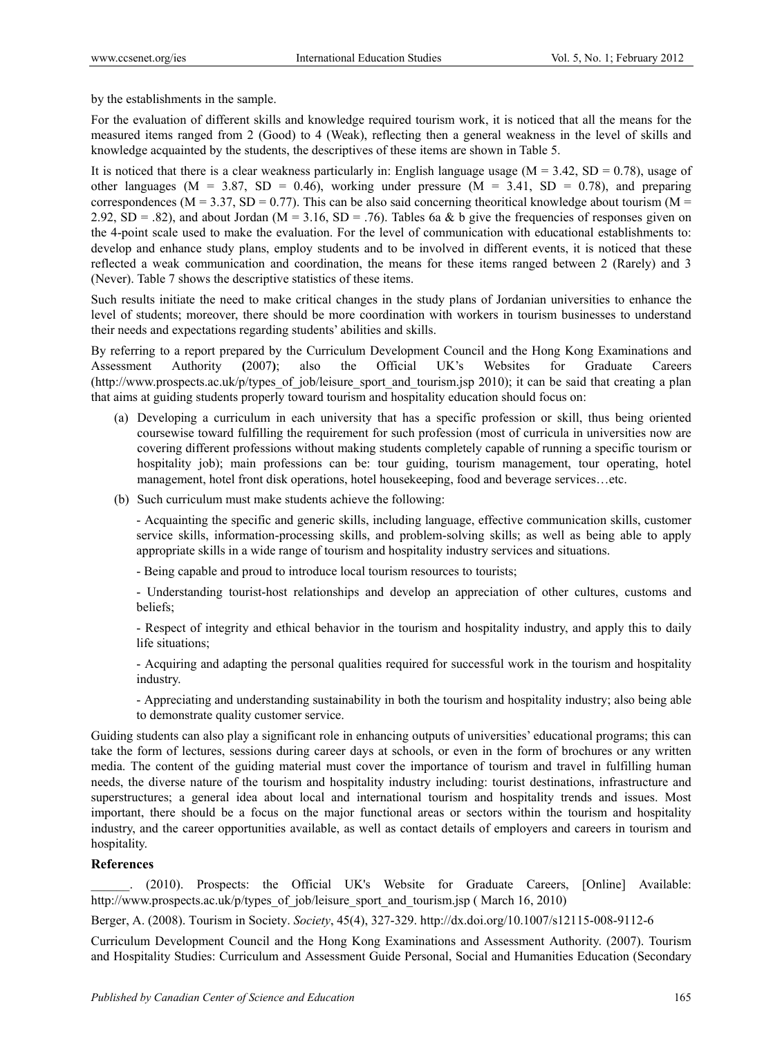by the establishments in the sample.

For the evaluation of different skills and knowledge required tourism work, it is noticed that all the means for the measured items ranged from 2 (Good) to 4 (Weak), reflecting then a general weakness in the level of skills and knowledge acquainted by the students, the descriptives of these items are shown in Table 5.

It is noticed that there is a clear weakness particularly in: English language usage (M = 3.42, SD = 0.78), usage of other languages (M = 3.87, SD = 0.46), working under pressure (M = 3.41, SD = 0.78), and preparing correspondences (M = 3.37, SD = 0.77). This can be also said concerning theoritical knowledge about tourism (M = 2.92, SD = .82), and about Jordan (M = 3.16, SD = .76). Tables 6a & b give the frequencies of responses given on the 4-point scale used to make the evaluation. For the level of communication with educational establishments to: develop and enhance study plans, employ students and to be involved in different events, it is noticed that these reflected a weak communication and coordination, the means for these items ranged between 2 (Rarely) and 3 (Never). Table 7 shows the descriptive statistics of these items.

Such results initiate the need to make critical changes in the study plans of Jordanian universities to enhance the level of students; moreover, there should be more coordination with workers in tourism businesses to understand their needs and expectations regarding students' abilities and skills.

By referring to a report prepared by the Curriculum Development Council and the Hong Kong Examinations and Assessment Authority **(**2007**)**; also the Official UK's Websites for Graduate Careers (http://www.prospects.ac.uk/p/types_of_job/leisure_sport_and_tourism.jsp 2010); it can be said that creating a plan that aims at guiding students properly toward tourism and hospitality education should focus on:

(a) Developing a curriculum in each university that has a specific profession or skill, thus being oriented coursewise toward fulfilling the requirement for such profession (most of curricula in universities now are covering different professions without making students completely capable of running a specific tourism or hospitality job); main professions can be: tour guiding, tourism management, tour operating, hotel management, hotel front disk operations, hotel housekeeping, food and beverage services…etc.

(b) Such curriculum must make students achieve the following:

- Acquainting the specific and generic skills, including language, effective communication skills, customer service skills, information-processing skills, and problem-solving skills; as well as being able to apply appropriate skills in a wide range of tourism and hospitality industry services and situations.
- Being capable and proud to introduce local tourism resources to tourists;
- Understanding tourist-host relationships and develop an appreciation of other cultures, customs and beliefs;
- Respect of integrity and ethical behavior in the tourism and hospitality industry, and apply this to daily life situations;
- Acquiring and adapting the personal qualities required for successful work in the tourism and hospitality industry.
- Appreciating and understanding sustainability in both the tourism and hospitality industry; also being able to demonstrate quality customer service.

Guiding students can also play a significant role in enhancing outputs of universities' educational programs; this can take the form of lectures, sessions during career days at schools, or even in the form of brochures or any written media. The content of the guiding material must cover the importance of tourism and travel in fulfilling human needs, the diverse nature of the tourism and hospitality industry including: tourist destinations, infrastructure and superstructures; a general idea about local and international tourism and hospitality trends and issues. Most important, there should be a focus on the major functional areas or sectors within the tourism and hospitality industry, and the career opportunities available, as well as contact details of employers and careers in tourism and hospitality.

## References

______. (2010). Prospects: the Official UK's Website for Graduate Careers, [Online] Available: http://www.prospects.ac.uk/p/types_of_job/leisure_sport_and_tourism.jsp ( March 16, 2010)

Berger, A. (2008). Tourism in Society. *Society*, 45(4), 327-329. http://dx.doi.org/10.1007/s12115-008-9112-6

Curriculum Development Council and the Hong Kong Examinations and Assessment Authority. (2007). Tourism and Hospitality Studies: Curriculum and Assessment Guide Personal, Social and Humanities Education (Secondary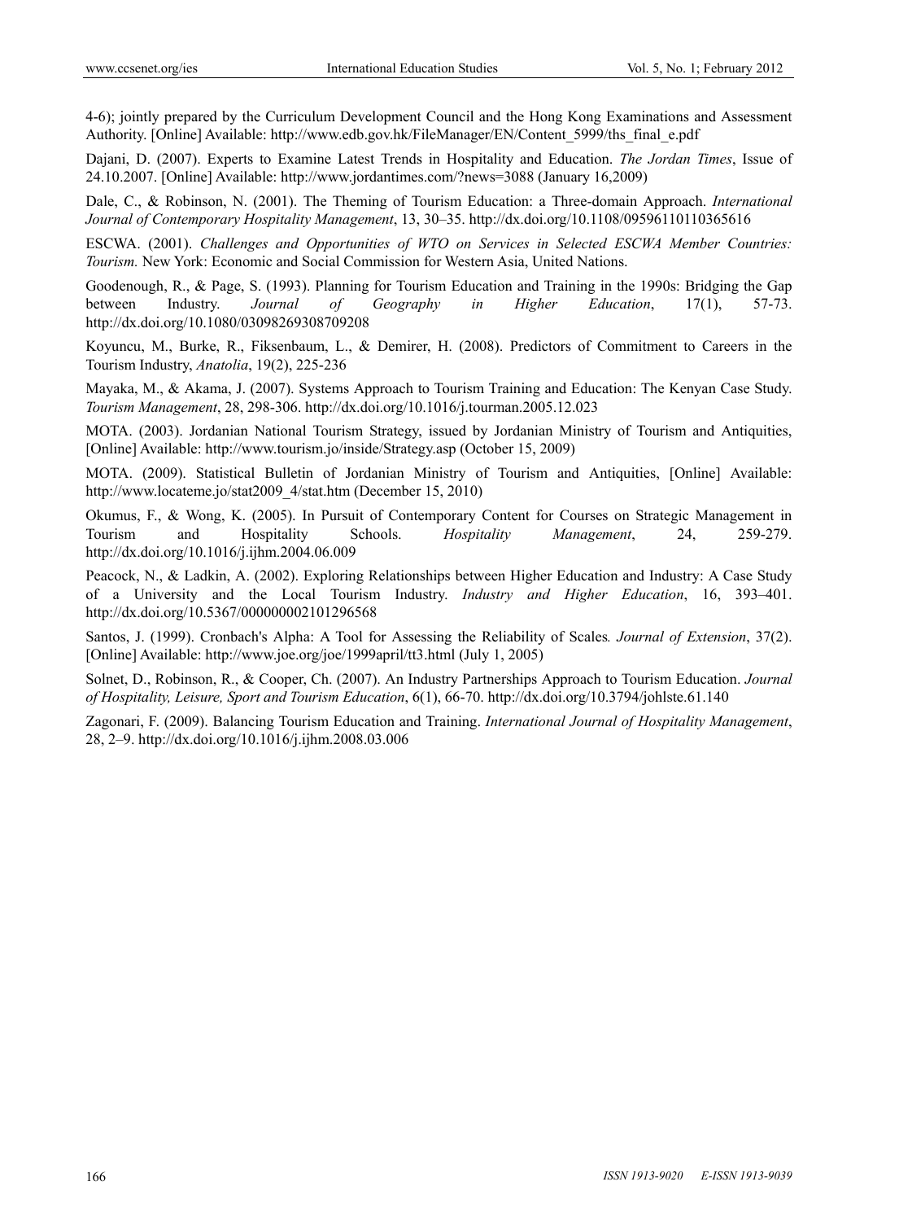4-6); jointly prepared by the Curriculum Development Council and the Hong Kong Examinations and Assessment Authority. [Online] Available: http://www.edb.gov.hk/FileManager/EN/Content_5999/ths_final_e.pdf

Dajani, D. (2007). Experts to Examine Latest Trends in Hospitality and Education. *The Jordan Times*, Issue of 24.10.2007. [Online] Available: http://www.jordantimes.com/?news=3088 (January 16,2009)

Dale, C., & Robinson, N. (2001). The Theming of Tourism Education: a Three-domain Approach. *International Journal of Contemporary Hospitality Management*, 13, 30–35. http://dx.doi.org/10.1108/09596110110365616

ESCWA. (2001). *Challenges and Opportunities of WTO on Services in Selected ESCWA Member Countries: Tourism.* New York: Economic and Social Commission for Western Asia, United Nations.

Goodenough, R., & Page, S. (1993). Planning for Tourism Education and Training in the 1990s: Bridging the Gap between Industry. *Journal of Geography in Higher Education*, 17(1), 57-73. http://dx.doi.org/10.1080/03098269308709208

Koyuncu, M., Burke, R., Fiksenbaum, L., & Demirer, H. (2008). Predictors of Commitment to Careers in the Tourism Industry, *Anatolia*, 19(2), 225-236

Mayaka, M., & Akama, J. (2007). Systems Approach to Tourism Training and Education: The Kenyan Case Study. *Tourism Management*, 28, 298-306. http://dx.doi.org/10.1016/j.tourman.2005.12.023

MOTA. (2003). Jordanian National Tourism Strategy, issued by Jordanian Ministry of Tourism and Antiquities, [Online] Available: http://www.tourism.jo/inside/Strategy.asp (October 15, 2009)

MOTA. (2009). Statistical Bulletin of Jordanian Ministry of Tourism and Antiquities, [Online] Available: http://www.locateme.jo/stat2009_4/stat.htm (December 15, 2010)

Okumus, F., & Wong, K. (2005). In Pursuit of Contemporary Content for Courses on Strategic Management in Tourism and Hospitality Schools. *Hospitality Management*, 24, 259-279. http://dx.doi.org/10.1016/j.ijhm.2004.06.009

Peacock, N., & Ladkin, A. (2002). Exploring Relationships between Higher Education and Industry: A Case Study of a University and the Local Tourism Industry. *Industry and Higher Education*, 16, 393–401. http://dx.doi.org/10.5367/000000002101296568

Santos, J. (1999). Cronbach's Alpha: A Tool for Assessing the Reliability of Scales*. Journal of Extension*, 37(2). [Online] Available: http://www.joe.org/joe/1999april/tt3.html (July 1, 2005)

Solnet, D., Robinson, R., & Cooper, Ch. (2007). An Industry Partnerships Approach to Tourism Education. *Journal of Hospitality, Leisure, Sport and Tourism Education*, 6(1), 66-70. http://dx.doi.org/10.3794/johlste.61.140

Zagonari, F. (2009). Balancing Tourism Education and Training. *International Journal of Hospitality Management*, 28, 2–9. http://dx.doi.org/10.1016/j.ijhm.2008.03.006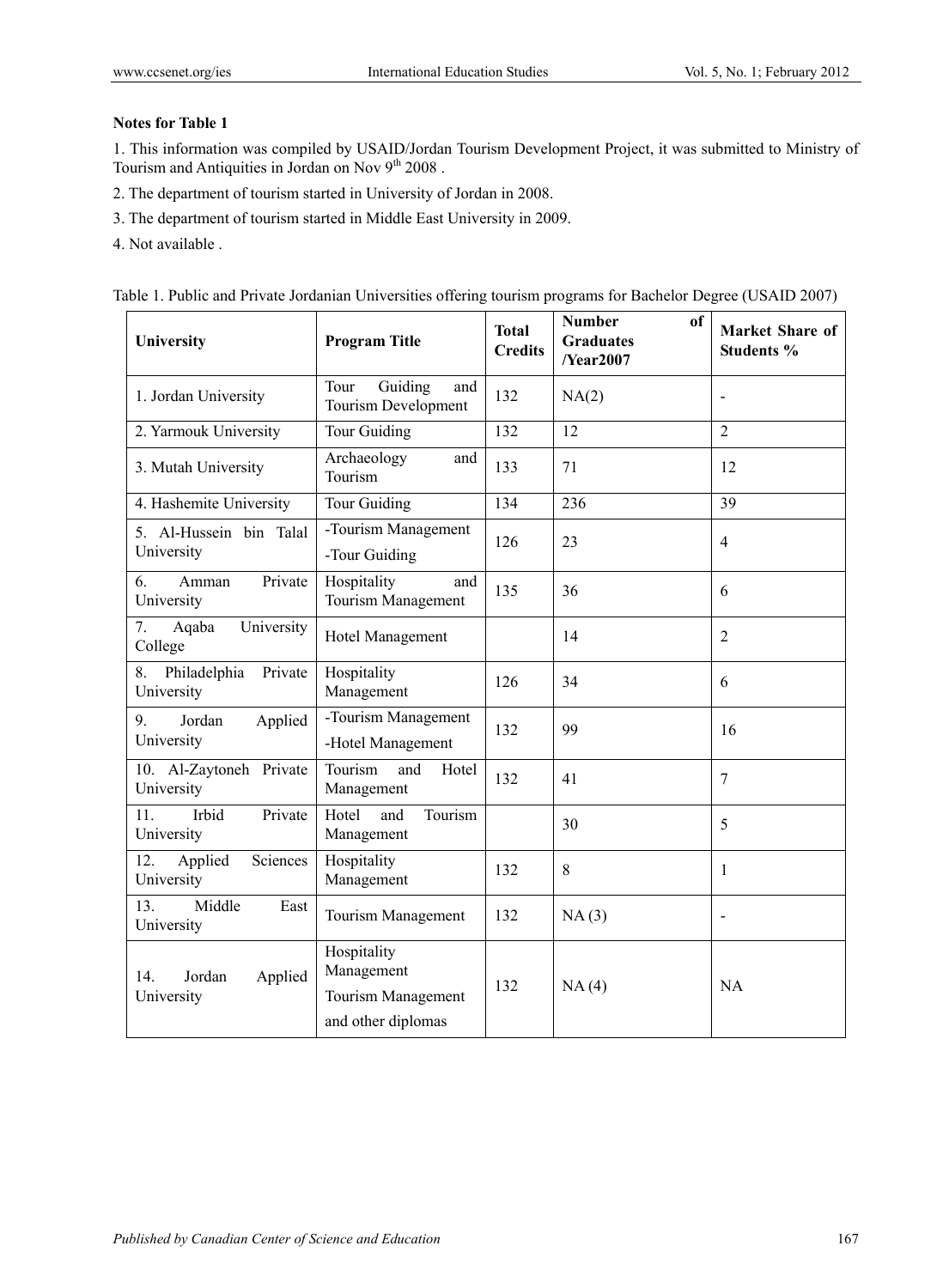**Notes for Table 1**

1. This information was compiled by USAID/Jordan Tourism Development Project, it was submitted to Ministry of Tourism and Antiquities in Jordan on Nov 9th 2008 .

2. The department of tourism started in University of Jordan in 2008.

3. The department of tourism started in Middle East University in 2009.

4. Not available .

Table 1. Public and Private Jordanian Universities offering tourism programs for Bachelor Degree (USAID 2007)

| University | Program Title | Total Credits | Number of Graduates /Year2007 | Market Share of Students % |
|---|---|---|---|---|
| 1. Jordan University | Tour Guiding and Tourism Development | 132 | NA(2) | - |
| 2. Yarmouk University | Tour Guiding | 132 | 12 | 2 |
| 3. Mutah University | Archaeology and Tourism | 133 | 71 | 12 |
| 4. Hashemite University | Tour Guiding | 134 | 236 | 39 |
| 5. Al-Hussein bin Talal University | -Tourism Management<br>-Tour Guiding | 126 | 23 | 4 |
| 6. Amman Private University | Hospitality and Tourism Management | 135 | 36 | 6 |
| 7. Aqaba University College | Hotel Management | | 14 | 2 |
| 8. Philadelphia Private University | Hospitality Management | 126 | 34 | 6 |
| 9. Jordan Applied University | -Tourism Management<br>-Hotel Management | 132 | 99 | 16 |
| 10. Al-Zaytoneh Private University | Tourism and Hotel Management | 132 | 41 | 7 |
| 11. Irbid Private University | Hotel and Tourism Management | | 30 | 5 |
| 12. Applied Sciences University | Hospitality Management | 132 | 8 | 1 |
| 13. Middle East University | Tourism Management | 132 | NA (3) | - |
| 14. Jordan Applied University | Hospitality Management<br>Tourism Management<br>and other diplomas | 132 | NA (4) | NA |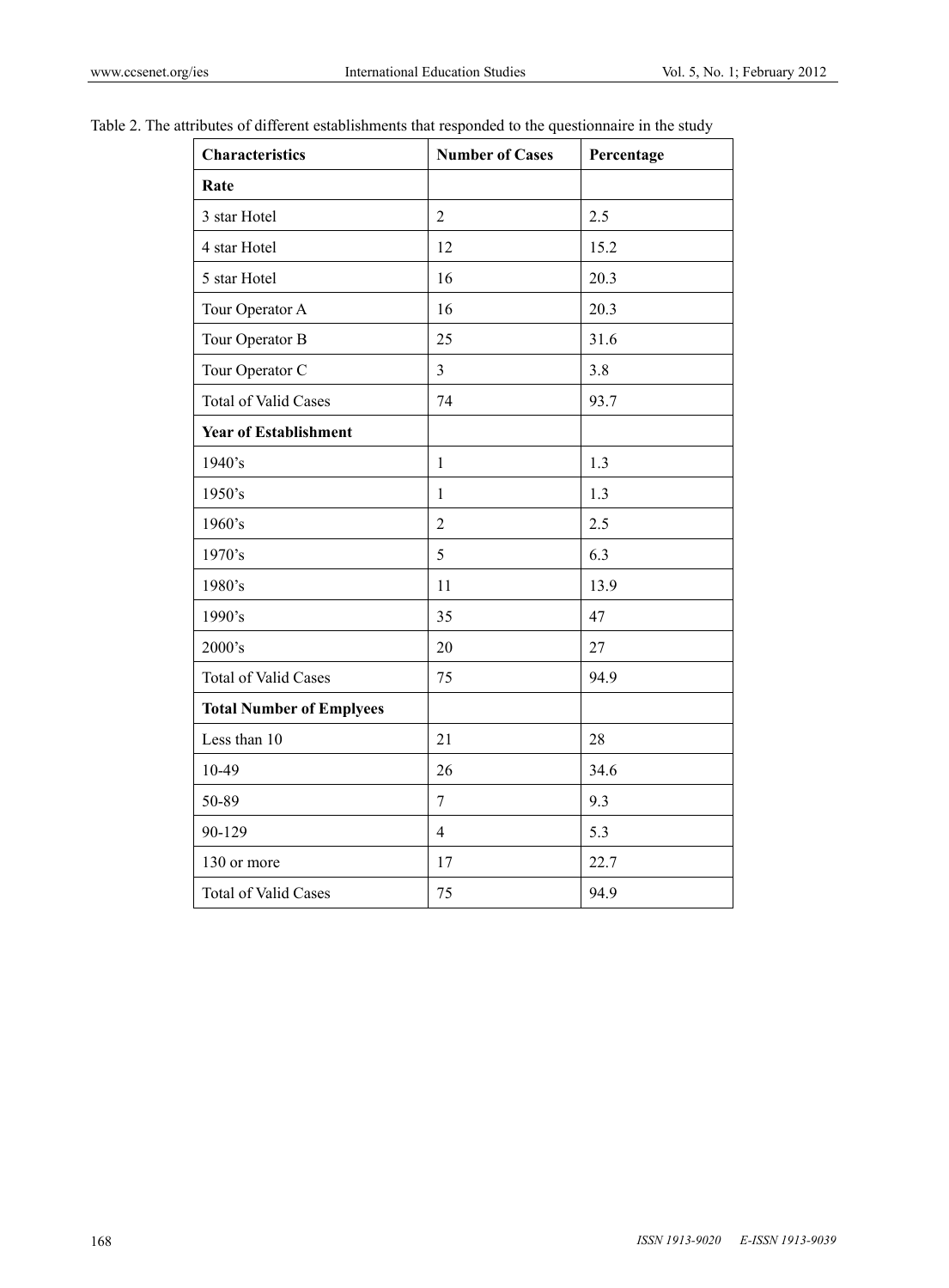Table 2. The attributes of different establishments that responded to the questionnaire in the study

| Characteristics | Number of Cases | Percentage |
|---|---|---|
| **Rate** | | |
| 3 star Hotel | 2 | 2.5 |
| 4 star Hotel | 12 | 15.2 |
| 5 star Hotel | 16 | 20.3 |
| Tour Operator A | 16 | 20.3 |
| Tour Operator B | 25 | 31.6 |
| Tour Operator C | 3 | 3.8 |
| Total of Valid Cases | 74 | 93.7 |
| **Year of Establishment** | | |
| 1940's | 1 | 1.3 |
| 1950's | 1 | 1.3 |
| 1960's | 2 | 2.5 |
| 1970's | 5 | 6.3 |
| 1980's | 11 | 13.9 |
| 1990's | 35 | 47 |
| 2000's | 20 | 27 |
| Total of Valid Cases | 75 | 94.9 |
| **Total Number of Emplyees** | | |
| Less than 10 | 21 | 28 |
| 10-49 | 26 | 34.6 |
| 50-89 | 7 | 9.3 |
| 90-129 | 4 | 5.3 |
| 130 or more | 17 | 22.7 |
| Total of Valid Cases | 75 | 94.9 |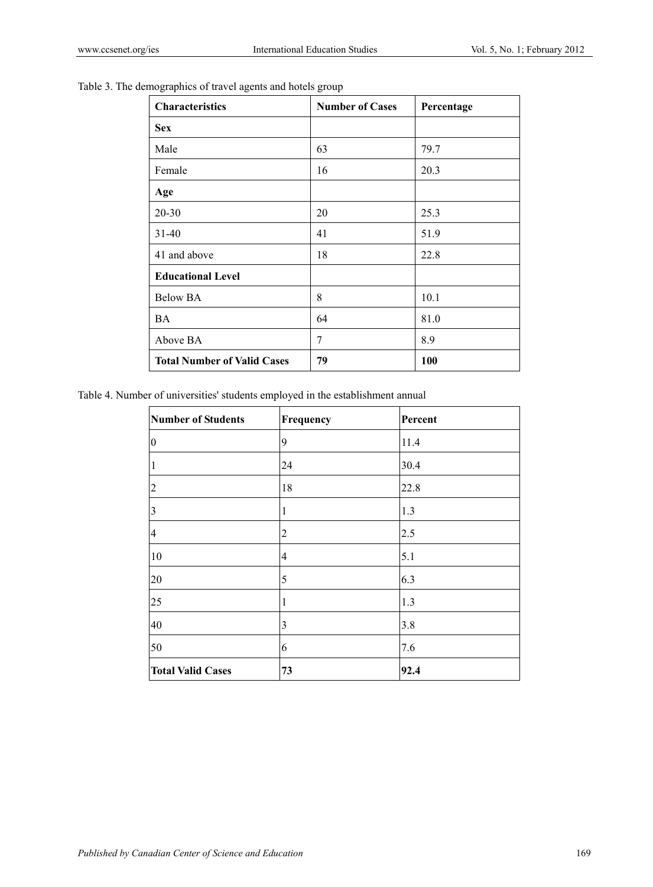Table 3. The demographics of travel agents and hotels group

| Characteristics | Number of Cases | Percentage |
|---|---|---|
| **Sex** | | |
| Male | 63 | 79.7 |
| Female | 16 | 20.3 |
| **Age** | | |
| 20-30 | 20 | 25.3 |
| 31-40 | 41 | 51.9 |
| 41 and above | 18 | 22.8 |
| **Educational Level** | | |
| Below BA | 8 | 10.1 |
| BA | 64 | 81.0 |
| Above BA | 7 | 8.9 |
| **Total Number of Valid Cases** | **79** | **100** |

Table 4. Number of universities' students employed in the establishment annual

| Number of Students | Frequency | Percent |
|---|---|---|
| 0 | 9 | 11.4 |
| 1 | 24 | 30.4 |
| 2 | 18 | 22.8 |
| 3 | 1 | 1.3 |
| 4 | 2 | 2.5 |
| 10 | 4 | 5.1 |
| 20 | 5 | 6.3 |
| 25 | 1 | 1.3 |
| 40 | 3 | 3.8 |
| 50 | 6 | 7.6 |
| **Total Valid Cases** | **73** | **92.4** |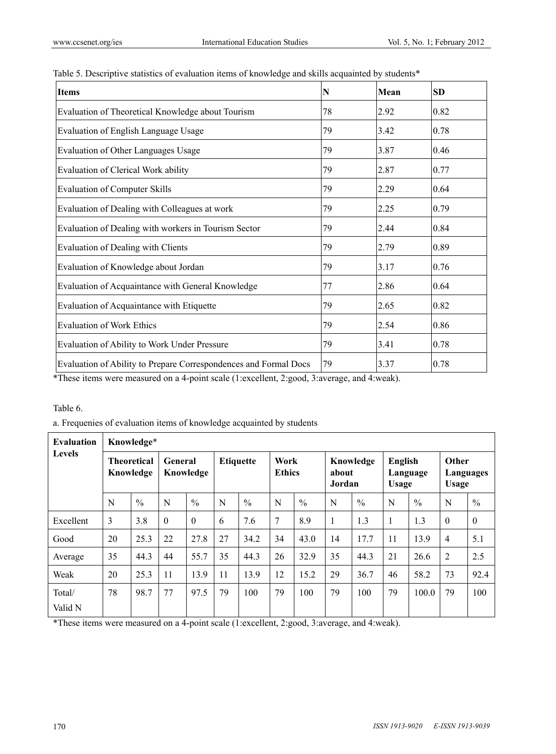Table 5. Descriptive statistics of evaluation items of knowledge and skills acquainted by students*

| Items | N | Mean | SD |
|---|---|---|---|
| Evaluation of Theoretical Knowledge about Tourism | 78 | 2.92 | 0.82 |
| Evaluation of English Language Usage | 79 | 3.42 | 0.78 |
| Evaluation of Other Languages Usage | 79 | 3.87 | 0.46 |
| Evaluation of Clerical Work ability | 79 | 2.87 | 0.77 |
| Evaluation of Computer Skills | 79 | 2.29 | 0.64 |
| Evaluation of Dealing with Colleagues at work | 79 | 2.25 | 0.79 |
| Evaluation of Dealing with workers in Tourism Sector | 79 | 2.44 | 0.84 |
| Evaluation of Dealing with Clients | 79 | 2.79 | 0.89 |
| Evaluation of Knowledge about Jordan | 79 | 3.17 | 0.76 |
| Evaluation of Acquaintance with General Knowledge | 77 | 2.86 | 0.64 |
| Evaluation of Acquaintance with Etiquette | 79 | 2.65 | 0.82 |
| Evaluation of Work Ethics | 79 | 2.54 | 0.86 |
| Evaluation of Ability to Work Under Pressure | 79 | 3.41 | 0.78 |
| Evaluation of Ability to Prepare Correspondences and Formal Docs | 79 | 3.37 | 0.78 |

*These items were measured on a 4-point scale (1:excellent, 2:good, 3:average, and 4:weak).

Table 6.

a. Frequenies of evaluation items of knowledge acquainted by students

| Evaluation Levels | Knowledge* | | | | | | | | | | | | | |
|---|---|---|---|---|---|---|---|---|---|---|---|---|---|---|
| | Theoretical Knowledge | | General Knowledge | | Etiquette | | Work Ethics | | Knowledge about Jordan | | English Language Usage | | Other Languages Usage | |
| | N | % | N | % | N | % | N | % | N | % | N | % | N | % |
| Excellent | 3 | 3.8 | 0 | 0 | 6 | 7.6 | 7 | 8.9 | 1 | 1.3 | 1 | 1.3 | 0 | 0 |
| Good | 20 | 25.3 | 22 | 27.8 | 27 | 34.2 | 34 | 43.0 | 14 | 17.7 | 11 | 13.9 | 4 | 5.1 |
| Average | 35 | 44.3 | 44 | 55.7 | 35 | 44.3 | 26 | 32.9 | 35 | 44.3 | 21 | 26.6 | 2 | 2.5 |
| Weak | 20 | 25.3 | 11 | 13.9 | 11 | 13.9 | 12 | 15.2 | 29 | 36.7 | 46 | 58.2 | 73 | 92.4 |
| Total/ Valid N | 78 | 98.7 | 77 | 97.5 | 79 | 100 | 79 | 100 | 79 | 100 | 79 | 100.0 | 79 | 100 |

*These items were measured on a 4-point scale (1:excellent, 2:good, 3:average, and 4:weak).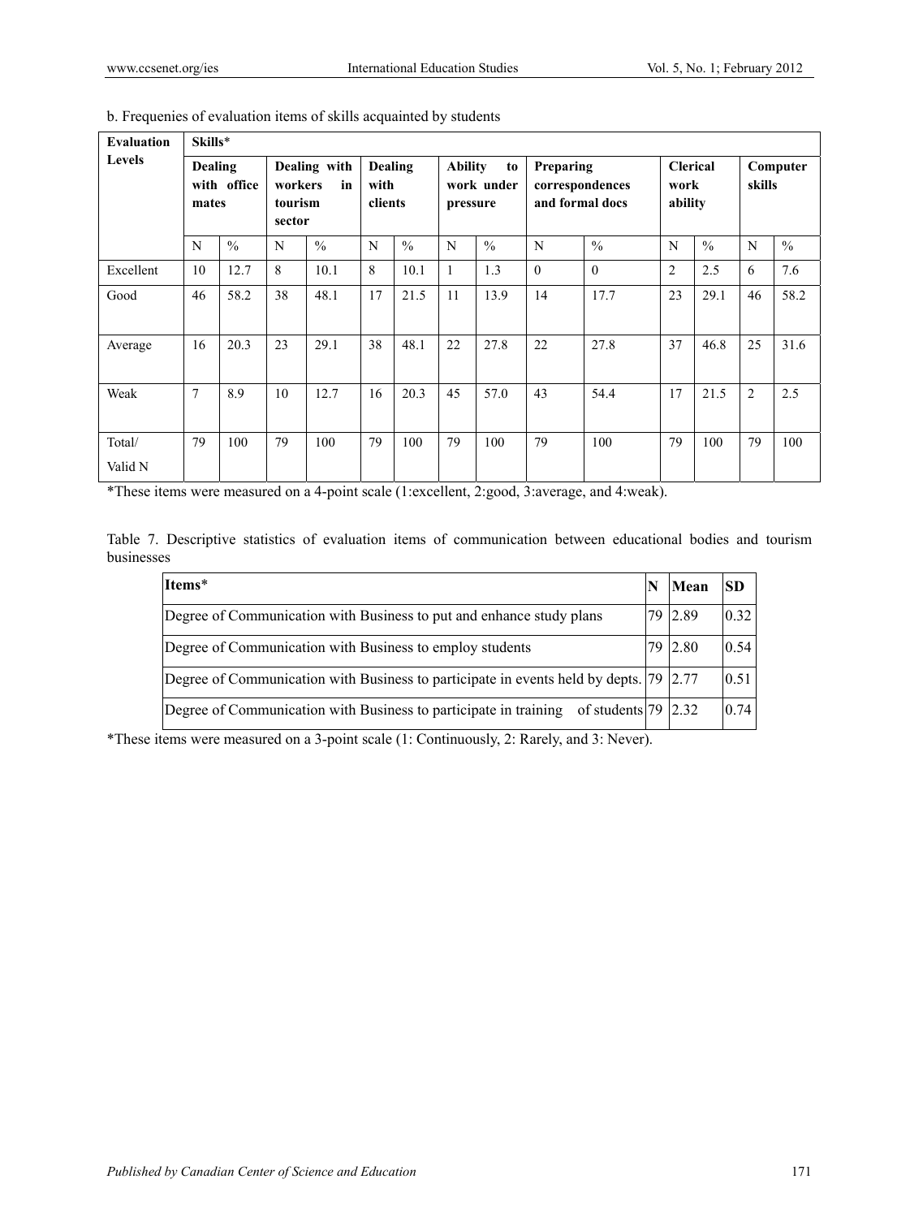b. Frequenies of evaluation items of skills acquainted by students

| Evaluation Levels | Skills* | | | | | | | | | | | | | |
|---|---|---|---|---|---|---|---|---|---|---|---|---|---|---|
| | Dealing with office mates | | Dealing with workers in tourism sector | | Dealing with clients | | Ability to work under pressure | | Preparing correspondences and formal docs | | Clerical work ability | | Computer skills | |
| | N | % | N | % | N | % | N | % | N | % | N | % | N | % |
| Excellent | 10 | 12.7 | 8 | 10.1 | 8 | 10.1 | 1 | 1.3 | 0 | 0 | 2 | 2.5 | 6 | 7.6 |
| Good | 46 | 58.2 | 38 | 48.1 | 17 | 21.5 | 11 | 13.9 | 14 | 17.7 | 23 | 29.1 | 46 | 58.2 |
| Average | 16 | 20.3 | 23 | 29.1 | 38 | 48.1 | 22 | 27.8 | 22 | 27.8 | 37 | 46.8 | 25 | 31.6 |
| Weak | 7 | 8.9 | 10 | 12.7 | 16 | 20.3 | 45 | 57.0 | 43 | 54.4 | 17 | 21.5 | 2 | 2.5 |
| Total/ Valid N | 79 | 100 | 79 | 100 | 79 | 100 | 79 | 100 | 79 | 100 | 79 | 100 | 79 | 100 |

*These items were measured on a 4-point scale (1:excellent, 2:good, 3:average, and 4:weak).

Table 7. Descriptive statistics of evaluation items of communication between educational bodies and tourism businesses

| Items* | N | Mean | SD |
|---|---|---|---|
| Degree of Communication with Business to put and enhance study plans | 79 | 2.89 | 0.32 |
| Degree of Communication with Business to employ students | 79 | 2.80 | 0.54 |
| Degree of Communication with Business to participate in events held by depts. | 79 | 2.77 | 0.51 |
| Degree of Communication with Business to participate in training of students | 79 | 2.32 | 0.74 |

*These items were measured on a 3-point scale (1: Continuously, 2: Rarely, and 3: Never).